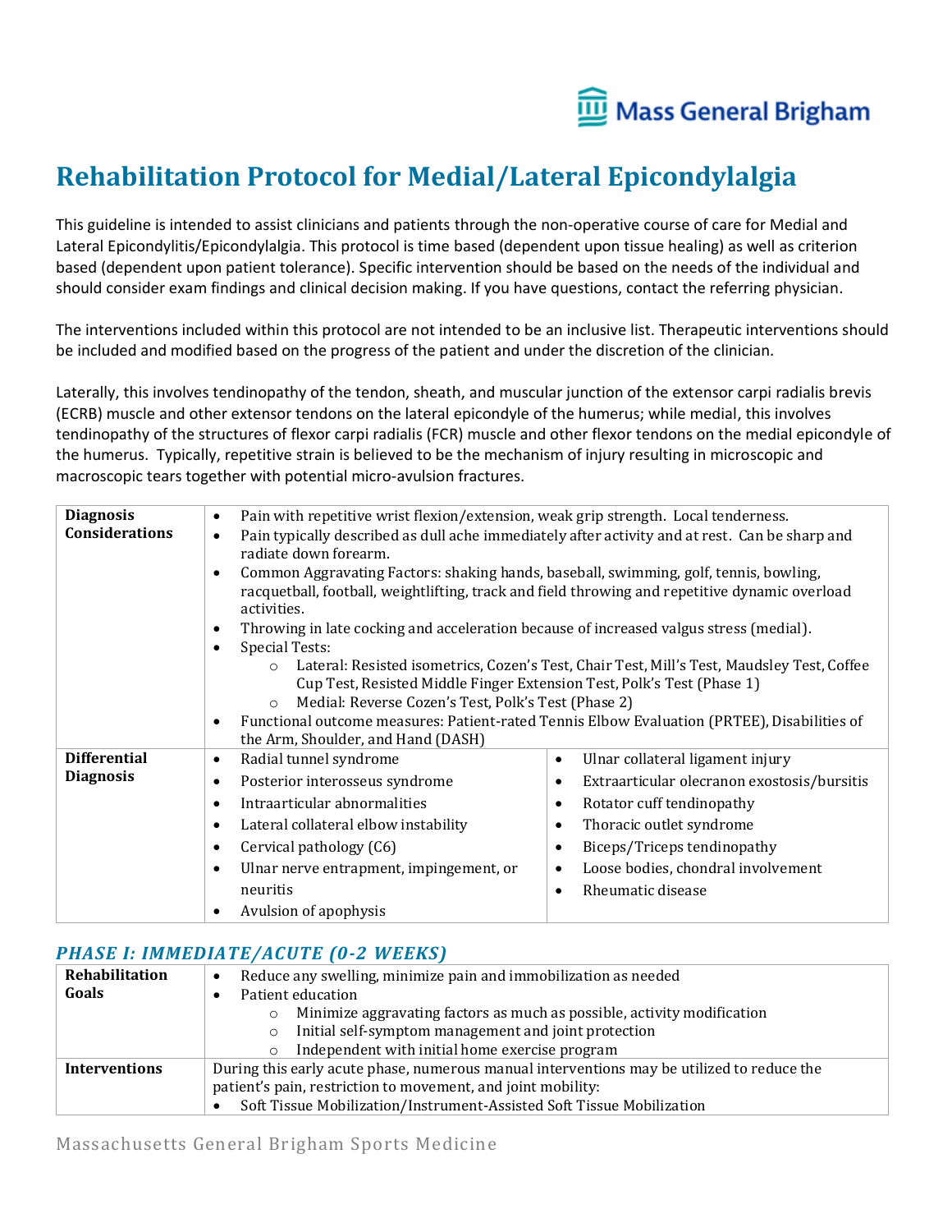# Rehabilitation Protocol for Medial/Lateral Epicondylalgia

This guideline is intended to assist clinicians and patients through the non-operative course of care for Medial and Lateral Epicondylitis/Epicondylalgia. This protocol is time based (dependent upon tissue healing) as well as criterion based (dependent upon patient tolerance). Specific intervention should be based on the needs of the individual and should consider exam findings and clinical decision making. If you have questions, contact the referring physician.

The interventions included within this protocol are not intended to be an inclusive list. Therapeutic interventions should be included and modified based on the progress of the patient and under the discretion of the clinician.

Laterally, this involves tendinopathy of the tendon, sheath, and muscular junction of the extensor carpi radialis brevis (ECRB) muscle and other extensor tendons on the lateral epicondyle of the humerus; while medial, this involves tendinopathy of the structures of flexor carpi radialis (FCR) muscle and other flexor tendons on the medial epicondyle of the humerus. Typically, repetitive strain is believed to be the mechanism of injury resulting in microscopic and macroscopic tears together with potential micro-avulsion fractures.

| | | |
|---|---|---|
| **Diagnosis Considerations** | • Pain with repetitive wrist flexion/extension, weak grip strength. Local tenderness.<br>• Pain typically described as dull ache immediately after activity and at rest. Can be sharp and radiate down forearm.<br>• Common Aggravating Factors: shaking hands, baseball, swimming, golf, tennis, bowling, racquetball, football, weightlifting, track and field throwing and repetitive dynamic overload activities.<br>• Throwing in late cocking and acceleration because of increased valgus stress (medial).<br>• Special Tests:<br>  ○ Lateral: Resisted isometrics, Cozen's Test, Chair Test, Mill's Test, Maudsley Test, Coffee Cup Test, Resisted Middle Finger Extension Test, Polk's Test (Phase 1)<br>  ○ Medial: Reverse Cozen's Test, Polk's Test (Phase 2)<br>• Functional outcome measures: Patient-rated Tennis Elbow Evaluation (PRTEE), Disabilities of the Arm, Shoulder, and Hand (DASH) | |
| **Differential Diagnosis** | • Radial tunnel syndrome<br>• Posterior interosseus syndrome<br>• Intraarticular abnormalities<br>• Lateral collateral elbow instability<br>• Cervical pathology (C6)<br>• Ulnar nerve entrapment, impingement, or neuritis<br>• Avulsion of apophysis | • Ulnar collateral ligament injury<br>• Extraarticular olecranon exostosis/bursitis<br>• Rotator cuff tendinopathy<br>• Thoracic outlet syndrome<br>• Biceps/Triceps tendinopathy<br>• Loose bodies, chondral involvement<br>• Rheumatic disease |

### *PHASE I: IMMEDIATE/ACUTE (0-2 WEEKS)*

| | |
|---|---|
| **Rehabilitation Goals** | • Reduce any swelling, minimize pain and immobilization as needed<br>• Patient education<br>  ○ Minimize aggravating factors as much as possible, activity modification<br>  ○ Initial self-symptom management and joint protection<br>  ○ Independent with initial home exercise program |
| **Interventions** | During this early acute phase, numerous manual interventions may be utilized to reduce the patient's pain, restriction to movement, and joint mobility:<br>• Soft Tissue Mobilization/Instrument-Assisted Soft Tissue Mobilization |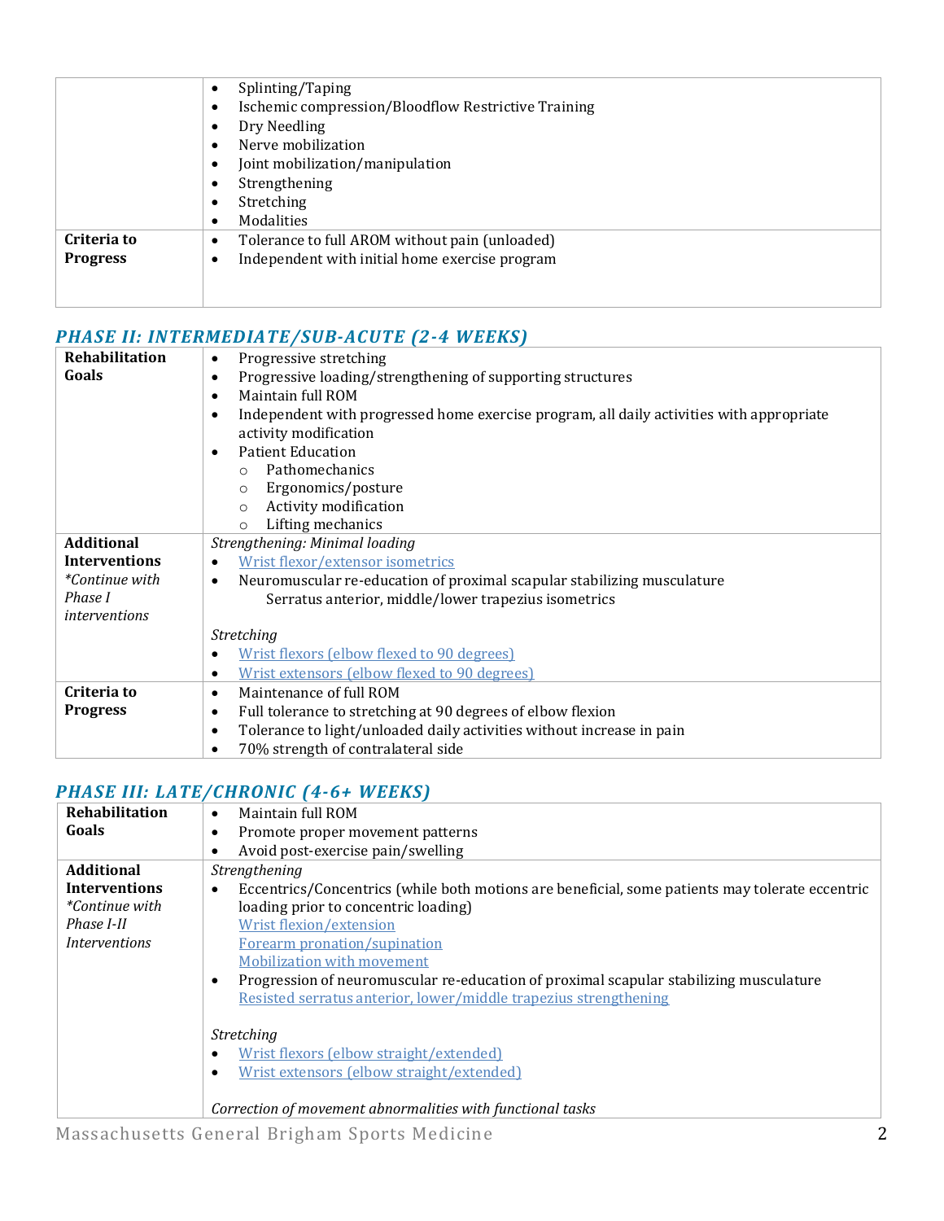| | |
|---|---|
| | • Splinting/Taping<br>• Ischemic compression/Bloodflow Restrictive Training<br>• Dry Needling<br>• Nerve mobilization<br>• Joint mobilization/manipulation<br>• Strengthening<br>• Stretching<br>• Modalities |
| **Criteria to Progress** | • Tolerance to full AROM without pain (unloaded)<br>• Independent with initial home exercise program |

## *PHASE II: INTERMEDIATE/SUB-ACUTE (2-4 WEEKS)*

| | |
|---|---|
| **Rehabilitation Goals** | • Progressive stretching<br>• Progressive loading/strengthening of supporting structures<br>• Maintain full ROM<br>• Independent with progressed home exercise program, all daily activities with appropriate activity modification<br>• Patient Education<br>  ○ Pathomechanics<br>  ○ Ergonomics/posture<br>  ○ Activity modification<br>  ○ Lifting mechanics |
| **Additional Interventions** *\*Continue with Phase I interventions* | *Strengthening: Minimal loading*<br>• Wrist flexor/extensor isometrics<br>• Neuromuscular re-education of proximal scapular stabilizing musculature<br>  Serratus anterior, middle/lower trapezius isometrics<br><br>*Stretching*<br>• Wrist flexors (elbow flexed to 90 degrees)<br>• Wrist extensors (elbow flexed to 90 degrees) |
| **Criteria to Progress** | • Maintenance of full ROM<br>• Full tolerance to stretching at 90 degrees of elbow flexion<br>• Tolerance to light/unloaded daily activities without increase in pain<br>• 70% strength of contralateral side |

## *PHASE III: LATE/CHRONIC (4-6+ WEEKS)*

| | |
|---|---|
| **Rehabilitation Goals** | • Maintain full ROM<br>• Promote proper movement patterns<br>• Avoid post-exercise pain/swelling |
| **Additional Interventions** *\*Continue with Phase I-II Interventions* | *Strengthening*<br>• Eccentrics/Concentrics (while both motions are beneficial, some patients may tolerate eccentric loading prior to concentric loading)<br>  Wrist flexion/extension<br>  Forearm pronation/supination<br>  Mobilization with movement<br>• Progression of neuromuscular re-education of proximal scapular stabilizing musculature<br>  Resisted serratus anterior, lower/middle trapezius strengthening<br><br>*Stretching*<br>• Wrist flexors (elbow straight/extended)<br>• Wrist extensors (elbow straight/extended)<br><br>*Correction of movement abnormalities with functional tasks* |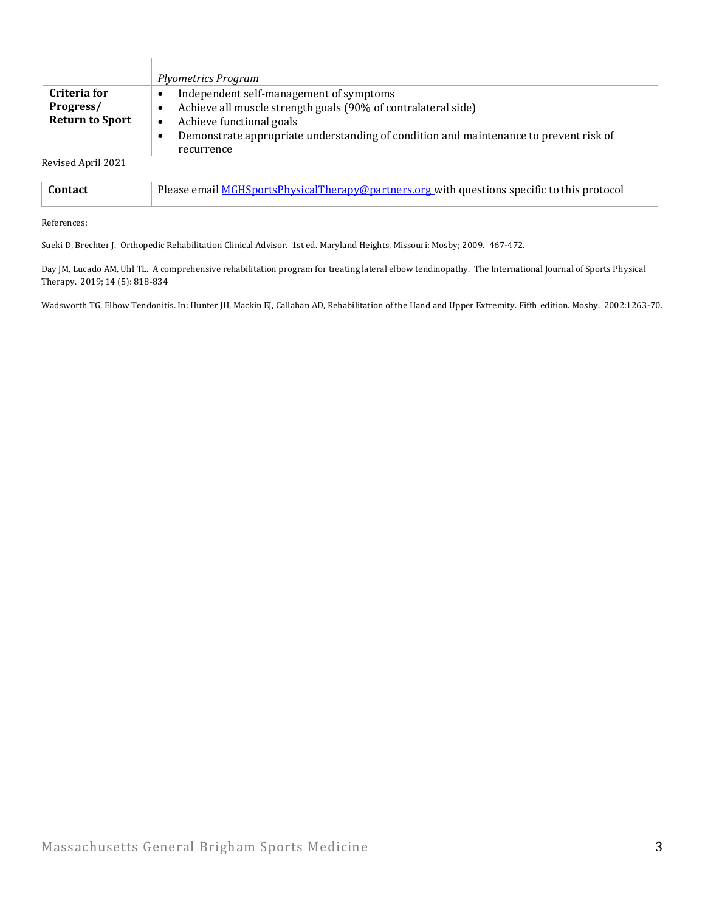| | |
|---|---|
| | *Plyometrics Program* |
| **Criteria for Progress/ Return to Sport** | • Independent self-management of symptoms<br>• Achieve all muscle strength goals (90% of contralateral side)<br>• Achieve functional goals<br>• Demonstrate appropriate understanding of condition and maintenance to prevent risk of recurrence |

Revised April 2021

| | |
|---|---|
| **Contact** | Please email [MGHSportsPhysicalTherapy@partners.org](mailto:MGHSportsPhysicalTherapy@partners.org) with questions specific to this protocol |

References:

Sueki D, Brechter J. Orthopedic Rehabilitation Clinical Advisor. 1st ed. Maryland Heights, Missouri: Mosby; 2009. 467-472.

Day JM, Lucado AM, Uhl TL. A comprehensive rehabilitation program for treating lateral elbow tendinopathy. The International Journal of Sports Physical Therapy. 2019; 14 (5): 818-834

Wadsworth TG, Elbow Tendonitis. In: Hunter JH, Mackin EJ, Callahan AD, Rehabilitation of the Hand and Upper Extremity. Fifth edition. Mosby. 2002:1263-70.